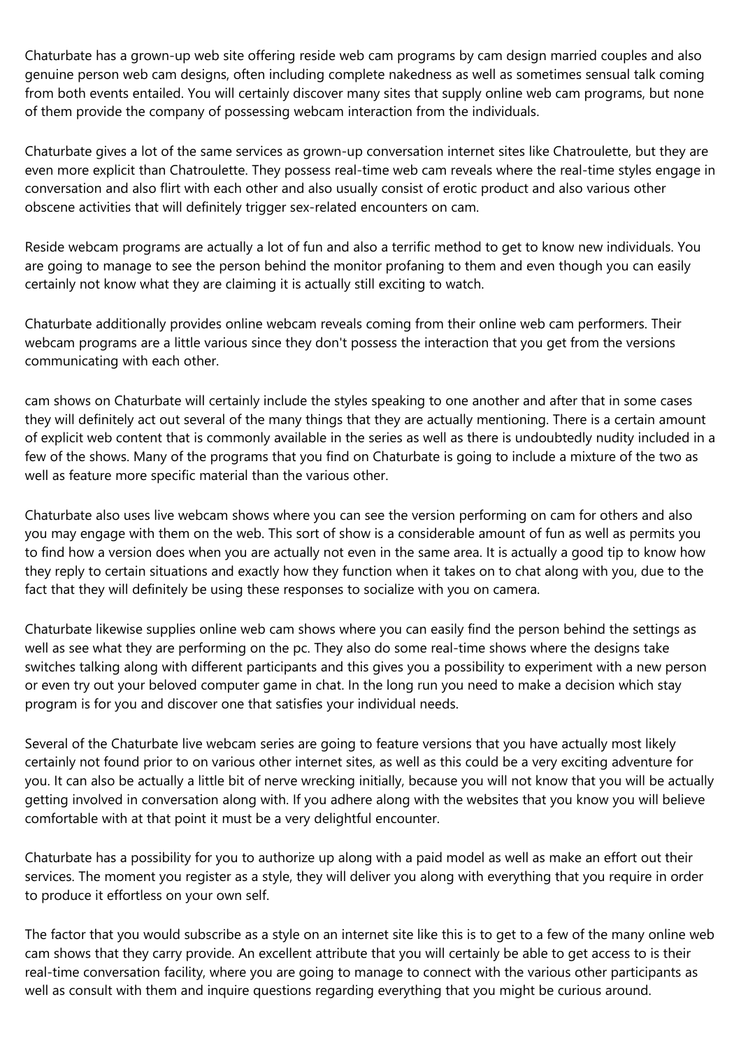Chaturbate has a grown-up web site offering reside web cam programs by cam design married couples and also genuine person web cam designs, often including complete nakedness as well as sometimes sensual talk coming from both events entailed. You will certainly discover many sites that supply online web cam programs, but none of them provide the company of possessing webcam interaction from the individuals.

Chaturbate gives a lot of the same services as grown-up conversation internet sites like Chatroulette, but they are even more explicit than Chatroulette. They possess real-time web cam reveals where the real-time styles engage in conversation and also flirt with each other and also usually consist of erotic product and also various other obscene activities that will definitely trigger sex-related encounters on cam.

Reside webcam programs are actually a lot of fun and also a terrific method to get to know new individuals. You are going to manage to see the person behind the monitor profaning to them and even though you can easily certainly not know what they are claiming it is actually still exciting to watch.

Chaturbate additionally provides online webcam reveals coming from their online web cam performers. Their webcam programs are a little various since they don't possess the interaction that you get from the versions communicating with each other.

cam shows on Chaturbate will certainly include the styles speaking to one another and after that in some cases they will definitely act out several of the many things that they are actually mentioning. There is a certain amount of explicit web content that is commonly available in the series as well as there is undoubtedly nudity included in a few of the shows. Many of the programs that you find on Chaturbate is going to include a mixture of the two as well as feature more specific material than the various other.

Chaturbate also uses live webcam shows where you can see the version performing on cam for others and also you may engage with them on the web. This sort of show is a considerable amount of fun as well as permits you to find how a version does when you are actually not even in the same area. It is actually a good tip to know how they reply to certain situations and exactly how they function when it takes on to chat along with you, due to the fact that they will definitely be using these responses to socialize with you on camera.

Chaturbate likewise supplies online web cam shows where you can easily find the person behind the settings as well as see what they are performing on the pc. They also do some real-time shows where the designs take switches talking along with different participants and this gives you a possibility to experiment with a new person or even try out your beloved computer game in chat. In the long run you need to make a decision which stay program is for you and discover one that satisfies your individual needs.

Several of the Chaturbate live webcam series are going to feature versions that you have actually most likely certainly not found prior to on various other internet sites, as well as this could be a very exciting adventure for you. It can also be actually a little bit of nerve wrecking initially, because you will not know that you will be actually getting involved in conversation along with. If you adhere along with the websites that you know you will believe comfortable with at that point it must be a very delightful encounter.

Chaturbate has a possibility for you to authorize up along with a paid model as well as make an effort out their services. The moment you register as a style, they will deliver you along with everything that you require in order to produce it effortless on your own self.

The factor that you would subscribe as a style on an internet site like this is to get to a few of the many online web cam shows that they carry provide. An excellent attribute that you will certainly be able to get access to is their real-time conversation facility, where you are going to manage to connect with the various other participants as well as consult with them and inquire questions regarding everything that you might be curious around.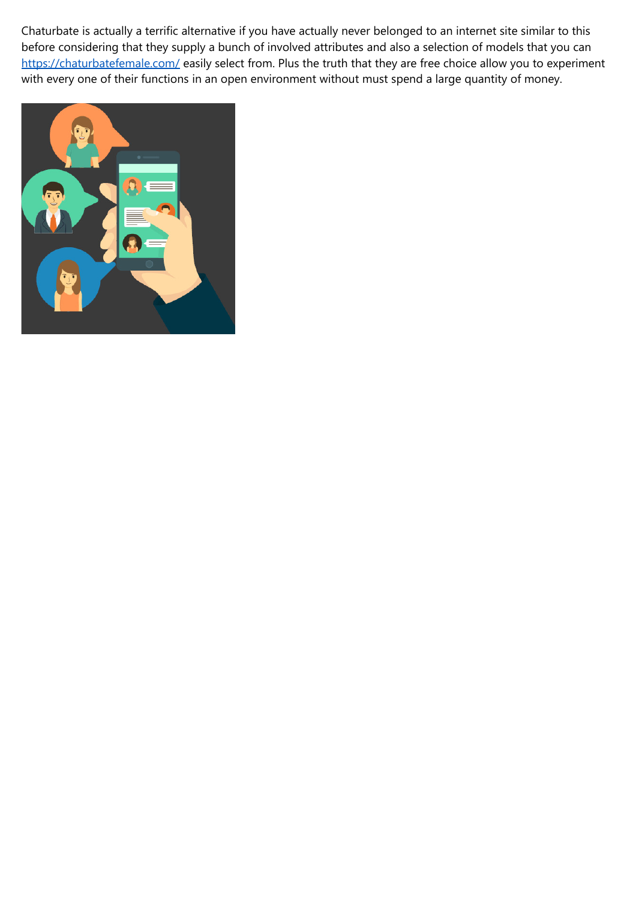Chaturbate is actually a terrific alternative if you have actually never belonged to an internet site similar to this before considering that they supply a bunch of involved attributes and also a selection of models that you can [https://chaturbatefemale.com/](https://chaturbatefemale.com/) easily select from. Plus the truth that they are free choice allow you to experiment with every one of their functions in an open environment without must spend a large quantity of money.